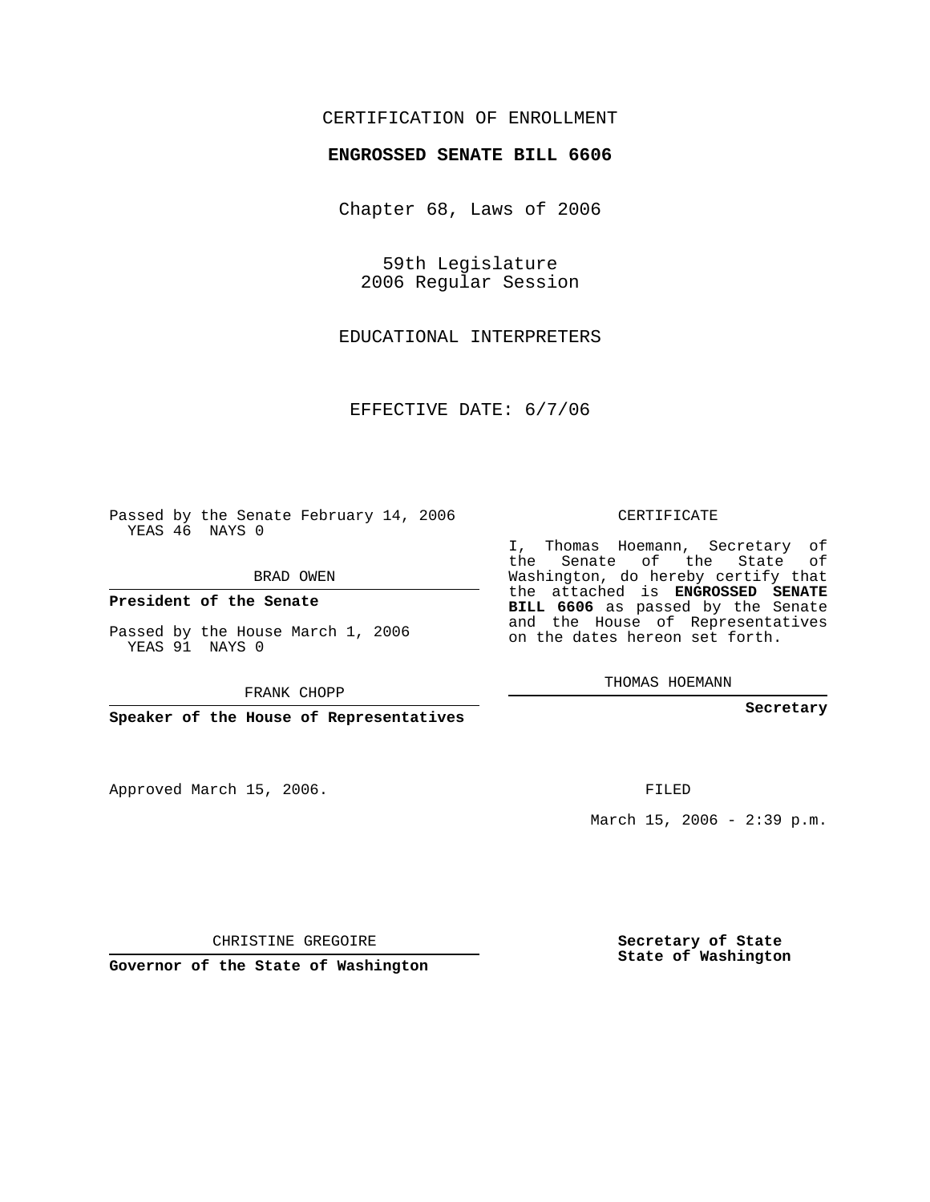CERTIFICATION OF ENROLLMENT

**ENGROSSED SENATE BILL 6606**

Chapter 68, Laws of 2006

59th Legislature
2006 Regular Session

EDUCATIONAL INTERPRETERS

EFFECTIVE DATE: 6/7/06

Passed by the Senate February 14, 2006
YEAS 46 NAYS 0

BRAD OWEN

**President of the Senate**

Passed by the House March 1, 2006
YEAS 91 NAYS 0

FRANK CHOPP

**Speaker of the House of Representatives**

CERTIFICATE

I, Thomas Hoemann, Secretary of the Senate of the State of Washington, do hereby certify that the attached is **ENGROSSED SENATE BILL 6606** as passed by the Senate and the House of Representatives on the dates hereon set forth.

THOMAS HOEMANN

**Secretary**

Approved March 15, 2006.

FILED

March 15, 2006 - 2:39 p.m.

CHRISTINE GREGOIRE

**Governor of the State of Washington**

**Secretary of State**
**State of Washington**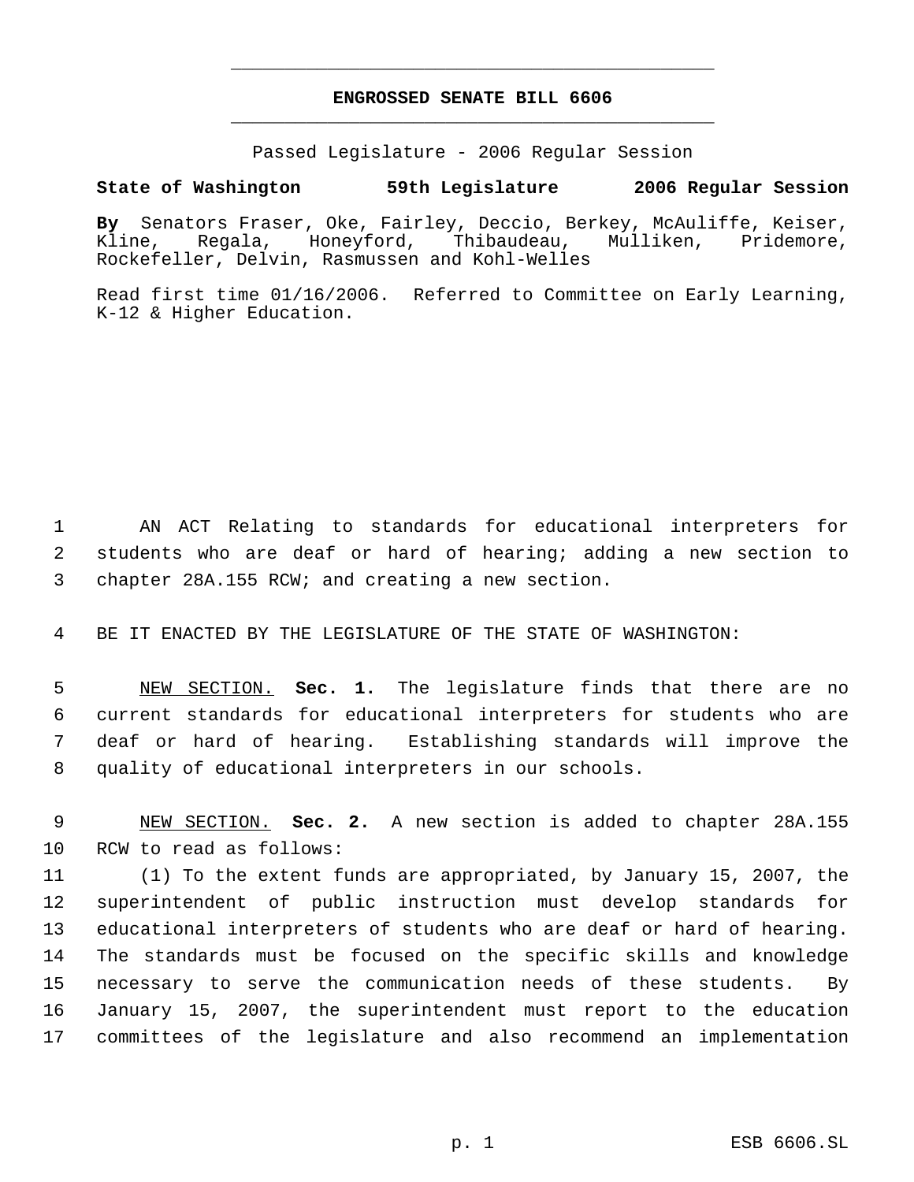**ENGROSSED SENATE BILL 6606**

Passed Legislature - 2006 Regular Session

**State of Washington 59th Legislature 2006 Regular Session**

**By** Senators Fraser, Oke, Fairley, Deccio, Berkey, McAuliffe, Keiser, Kline, Regala, Honeyford, Thibaudeau, Mulliken, Pridemore, Rockefeller, Delvin, Rasmussen and Kohl-Welles

Read first time 01/16/2006. Referred to Committee on Early Learning, K-12 & Higher Education.

AN ACT Relating to standards for educational interpreters for students who are deaf or hard of hearing; adding a new section to chapter 28A.155 RCW; and creating a new section.

BE IT ENACTED BY THE LEGISLATURE OF THE STATE OF WASHINGTON:

NEW SECTION. **Sec. 1.** The legislature finds that there are no current standards for educational interpreters for students who are deaf or hard of hearing. Establishing standards will improve the quality of educational interpreters in our schools.

NEW SECTION. **Sec. 2.** A new section is added to chapter 28A.155 RCW to read as follows:

(1) To the extent funds are appropriated, by January 15, 2007, the superintendent of public instruction must develop standards for educational interpreters of students who are deaf or hard of hearing. The standards must be focused on the specific skills and knowledge necessary to serve the communication needs of these students. By January 15, 2007, the superintendent must report to the education committees of the legislature and also recommend an implementation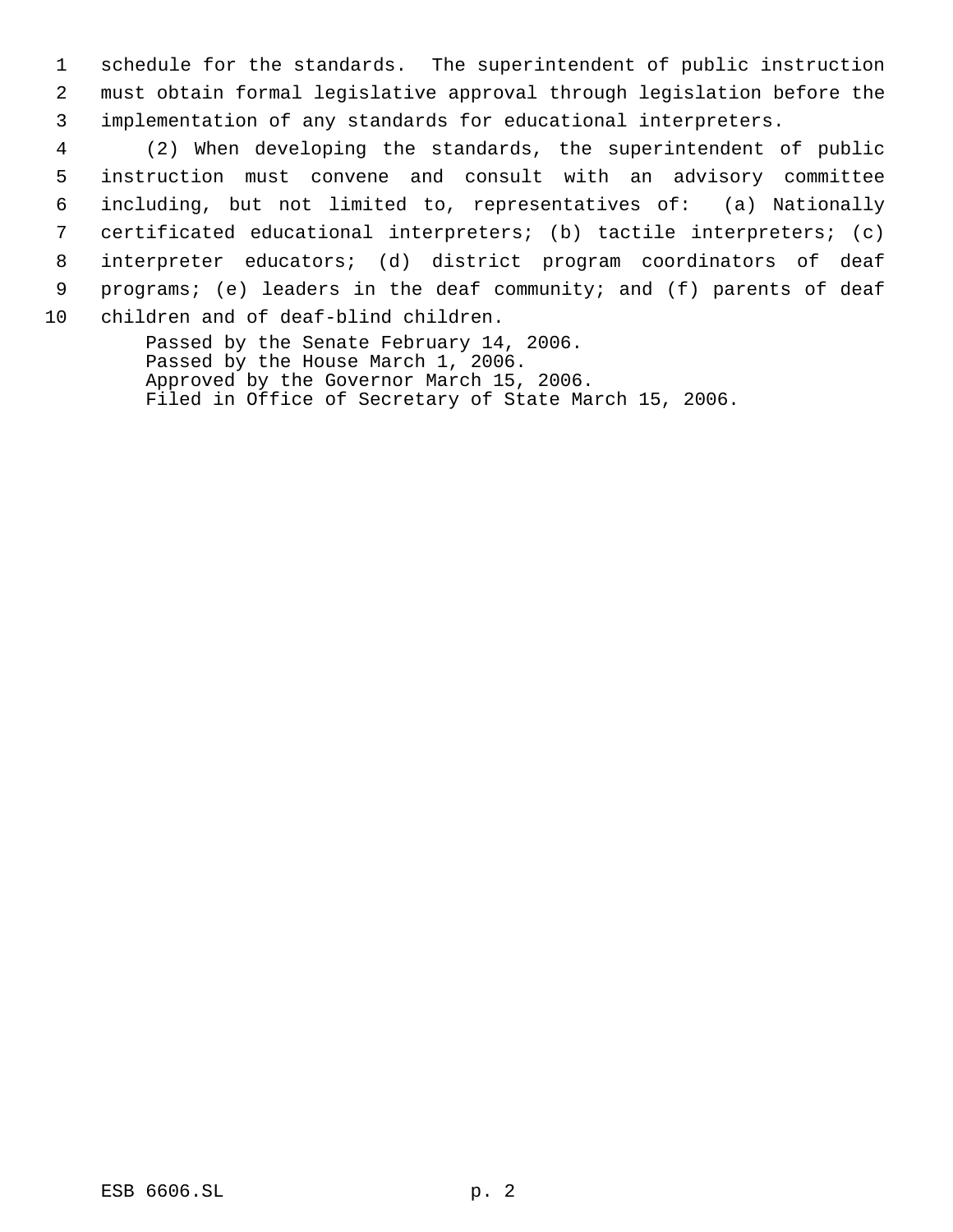schedule for the standards. The superintendent of public instruction must obtain formal legislative approval through legislation before the implementation of any standards for educational interpreters.

(2) When developing the standards, the superintendent of public instruction must convene and consult with an advisory committee including, but not limited to, representatives of: (a) Nationally certificated educational interpreters; (b) tactile interpreters; (c) interpreter educators; (d) district program coordinators of deaf programs; (e) leaders in the deaf community; and (f) parents of deaf children and of deaf-blind children.

Passed by the Senate February 14, 2006.
Passed by the House March 1, 2006.
Approved by the Governor March 15, 2006.
Filed in Office of Secretary of State March 15, 2006.